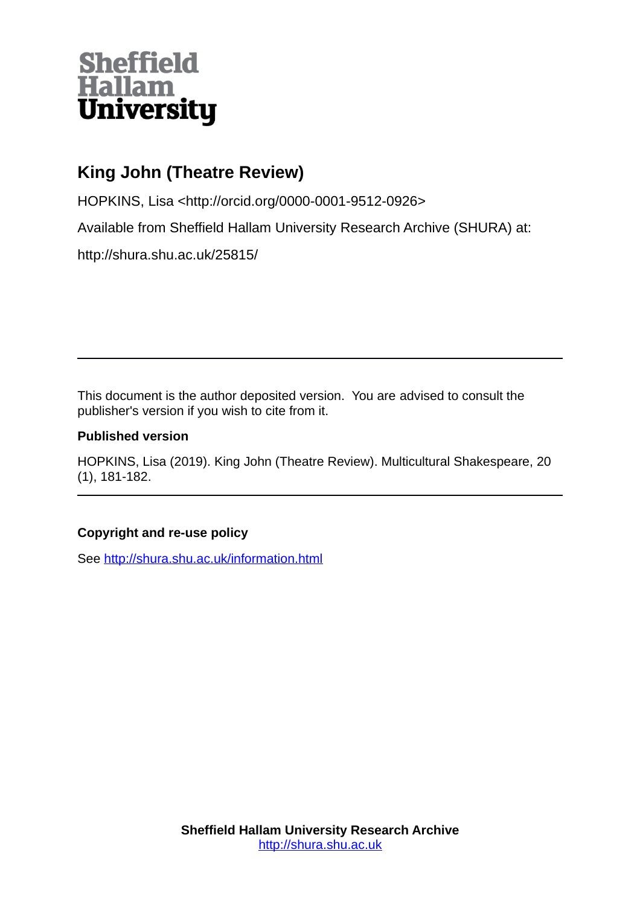Sheffield Hallam University

# King John (Theatre Review)

HOPKINS, Lisa <http://orcid.org/0000-0001-9512-0926>

Available from Sheffield Hallam University Research Archive (SHURA) at:

http://shura.shu.ac.uk/25815/

---

This document is the author deposited version. You are advised to consult the publisher's version if you wish to cite from it.

**Published version**

HOPKINS, Lisa (2019). King John (Theatre Review). Multicultural Shakespeare, 20 (1), 181-182.

---

**Copyright and re-use policy**

See http://shura.shu.ac.uk/information.html

**Sheffield Hallam University Research Archive**
http://shura.shu.ac.uk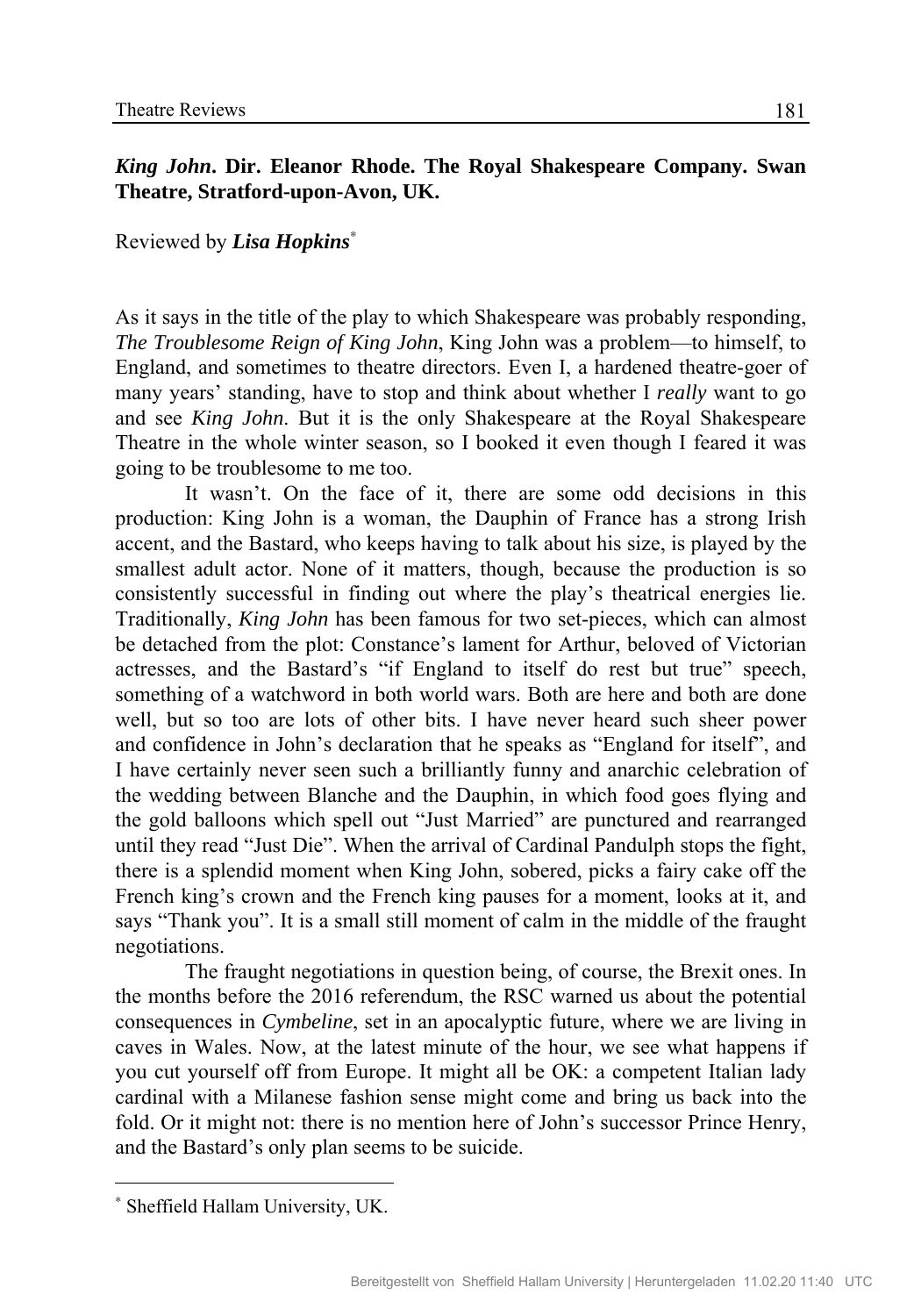***King John*. Dir. Eleanor Rhode. The Royal Shakespeare Company. Swan Theatre, Stratford-upon-Avon, UK.**

Reviewed by ***Lisa Hopkins***[*]

As it says in the title of the play to which Shakespeare was probably responding, *The Troublesome Reign of King John*, King John was a problem—to himself, to England, and sometimes to theatre directors. Even I, a hardened theatre-goer of many years' standing, have to stop and think about whether I *really* want to go and see *King John*. But it is the only Shakespeare at the Royal Shakespeare Theatre in the whole winter season, so I booked it even though I feared it was going to be troublesome to me too.

It wasn't. On the face of it, there are some odd decisions in this production: King John is a woman, the Dauphin of France has a strong Irish accent, and the Bastard, who keeps having to talk about his size, is played by the smallest adult actor. None of it matters, though, because the production is so consistently successful in finding out where the play's theatrical energies lie. Traditionally, *King John* has been famous for two set-pieces, which can almost be detached from the plot: Constance's lament for Arthur, beloved of Victorian actresses, and the Bastard's "if England to itself do rest but true" speech, something of a watchword in both world wars. Both are here and both are done well, but so too are lots of other bits. I have never heard such sheer power and confidence in John's declaration that he speaks as "England for itself", and I have certainly never seen such a brilliantly funny and anarchic celebration of the wedding between Blanche and the Dauphin, in which food goes flying and the gold balloons which spell out "Just Married" are punctured and rearranged until they read "Just Die". When the arrival of Cardinal Pandulph stops the fight, there is a splendid moment when King John, sobered, picks a fairy cake off the French king's crown and the French king pauses for a moment, looks at it, and says "Thank you". It is a small still moment of calm in the middle of the fraught negotiations.

The fraught negotiations in question being, of course, the Brexit ones. In the months before the 2016 referendum, the RSC warned us about the potential consequences in *Cymbeline*, set in an apocalyptic future, where we are living in caves in Wales. Now, at the latest minute of the hour, we see what happens if you cut yourself off from Europe. It might all be OK: a competent Italian lady cardinal with a Milanese fashion sense might come and bring us back into the fold. Or it might not: there is no mention here of John's successor Prince Henry, and the Bastard's only plan seems to be suicide.

---

[*] Sheffield Hallam University, UK.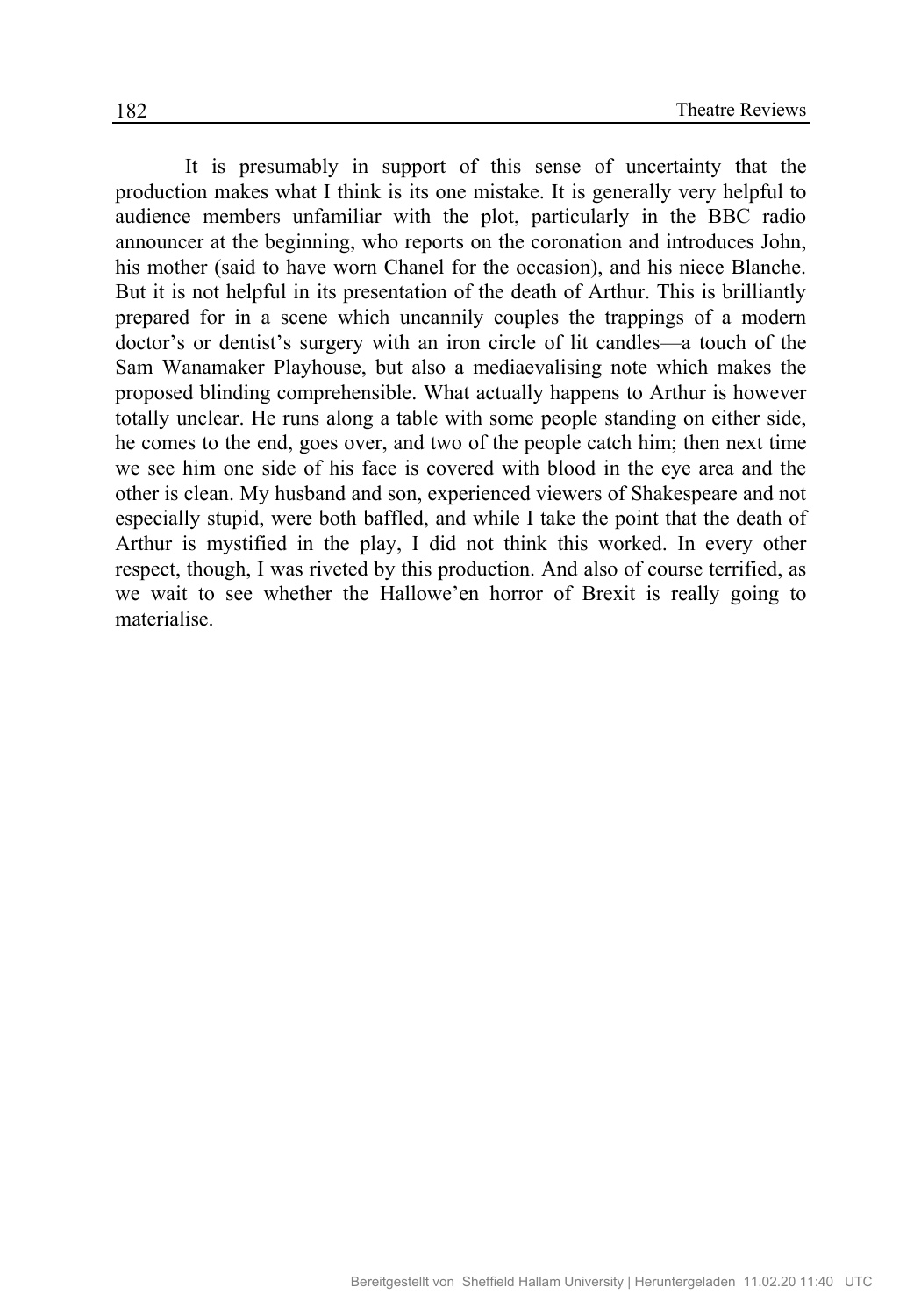It is presumably in support of this sense of uncertainty that the production makes what I think is its one mistake. It is generally very helpful to audience members unfamiliar with the plot, particularly in the BBC radio announcer at the beginning, who reports on the coronation and introduces John, his mother (said to have worn Chanel for the occasion), and his niece Blanche. But it is not helpful in its presentation of the death of Arthur. This is brilliantly prepared for in a scene which uncannily couples the trappings of a modern doctor's or dentist's surgery with an iron circle of lit candles—a touch of the Sam Wanamaker Playhouse, but also a mediaevalising note which makes the proposed blinding comprehensible. What actually happens to Arthur is however totally unclear. He runs along a table with some people standing on either side, he comes to the end, goes over, and two of the people catch him; then next time we see him one side of his face is covered with blood in the eye area and the other is clean. My husband and son, experienced viewers of Shakespeare and not especially stupid, were both baffled, and while I take the point that the death of Arthur is mystified in the play, I did not think this worked. In every other respect, though, I was riveted by this production. And also of course terrified, as we wait to see whether the Hallowe'en horror of Brexit is really going to materialise.